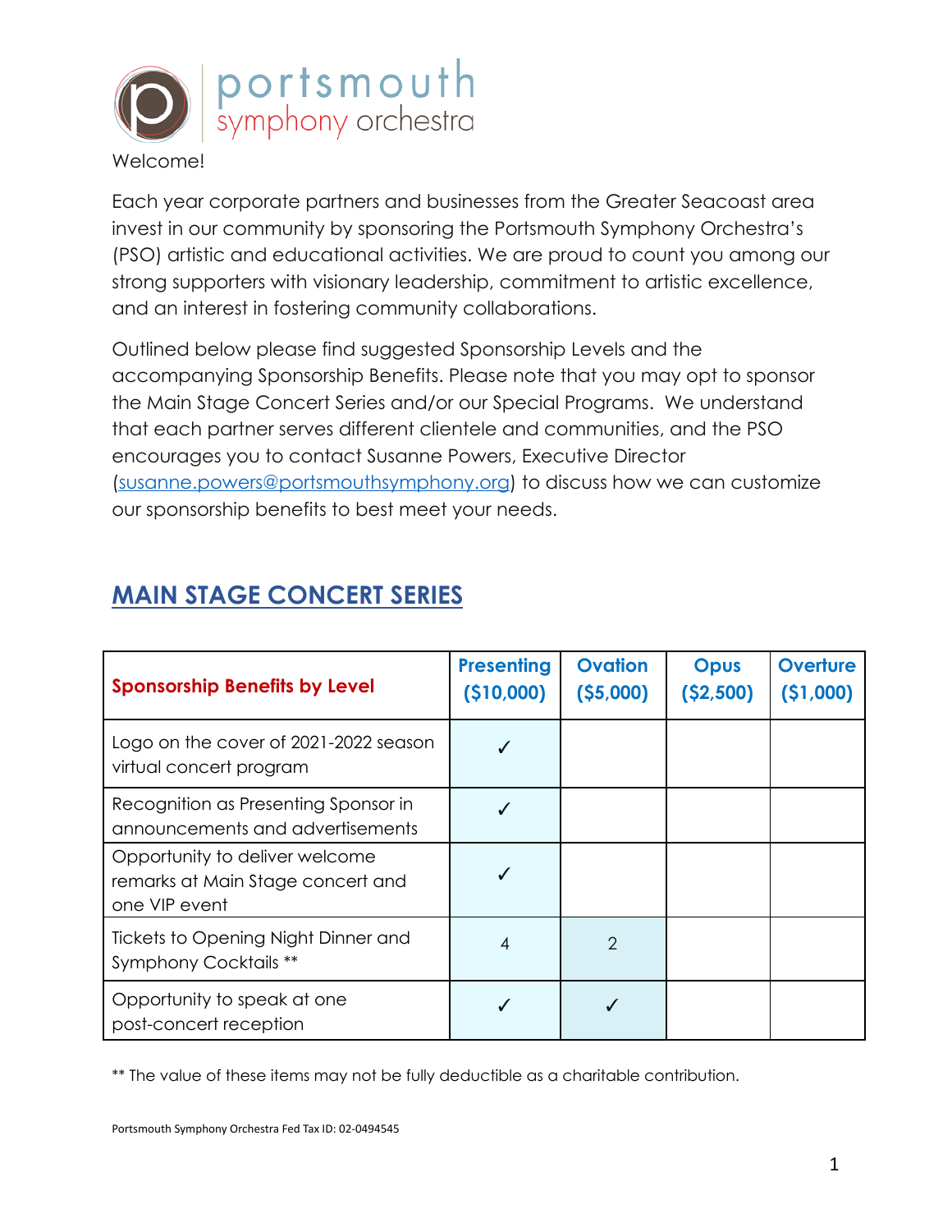Welcome!

Each year corporate partners and businesses from the Greater Seacoast area invest in our community by sponsoring the Portsmouth Symphony Orchestra's (PSO) artistic and educational activities. We are proud to count you among our strong supporters with visionary leadership, commitment to artistic excellence, and an interest in fostering community collaborations.

Outlined below please find suggested Sponsorship Levels and the accompanying Sponsorship Benefits. Please note that you may opt to sponsor the Main Stage Concert Series and/or our Special Programs. We understand that each partner serves different clientele and communities, and the PSO encourages you to contact Susanne Powers, Executive Director (susanne.powers@portsmouthsymphony.org) to discuss how we can customize our sponsorship benefits to best meet your needs.

## MAIN STAGE CONCERT SERIES

| Sponsorship Benefits by Level | Presenting ($10,000) | Ovation ($5,000) | Opus ($2,500) | Overture ($1,000) |
|---|---|---|---|---|
| Logo on the cover of 2021-2022 season virtual concert program | ✓ | | | |
| Recognition as Presenting Sponsor in announcements and advertisements | ✓ | | | |
| Opportunity to deliver welcome remarks at Main Stage concert and one VIP event | ✓ | | | |
| Tickets to Opening Night Dinner and Symphony Cocktails ** | 4 | 2 | | |
| Opportunity to speak at one post-concert reception | ✓ | ✓ | | |

** The value of these items may not be fully deductible as a charitable contribution.

Portsmouth Symphony Orchestra Fed Tax ID: 02-0494545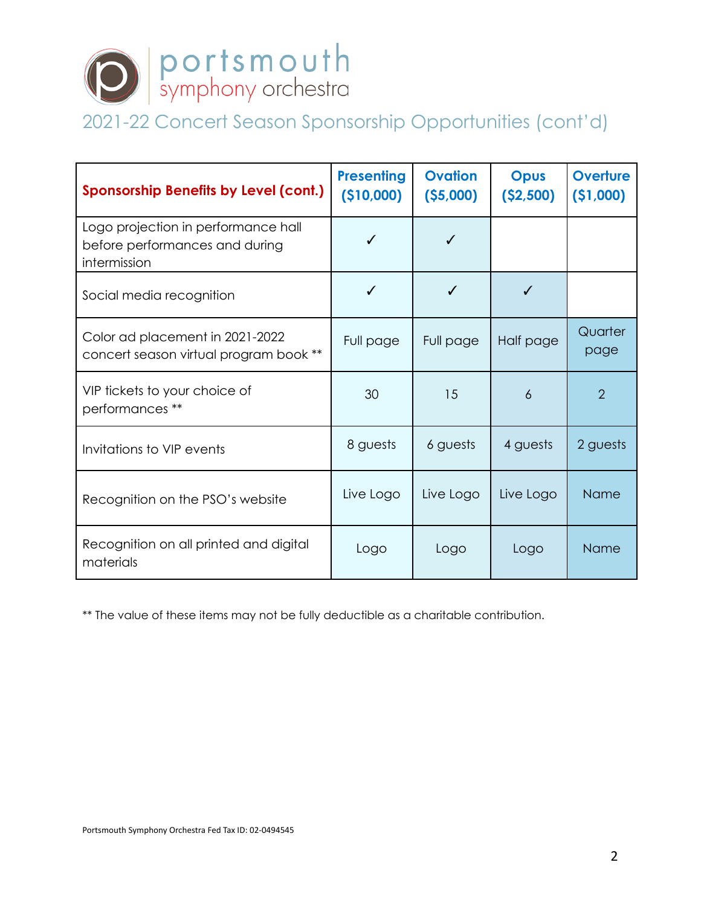portsmouth symphony orchestra

## 2021-22 Concert Season Sponsorship Opportunities (cont'd)

| Sponsorship Benefits by Level (cont.) | Presenting ($10,000) | Ovation ($5,000) | Opus ($2,500) | Overture ($1,000) |
|---|---|---|---|---|
| Logo projection in performance hall before performances and during intermission | ✓ | ✓ | | |
| Social media recognition | ✓ | ✓ | ✓ | |
| Color ad placement in 2021-2022 concert season virtual program book ** | Full page | Full page | Half page | Quarter page |
| VIP tickets to your choice of performances ** | 30 | 15 | 6 | 2 |
| Invitations to VIP events | 8 guests | 6 guests | 4 guests | 2 guests |
| Recognition on the PSO's website | Live Logo | Live Logo | Live Logo | Name |
| Recognition on all printed and digital materials | Logo | Logo | Logo | Name |

** The value of these items may not be fully deductible as a charitable contribution.

Portsmouth Symphony Orchestra Fed Tax ID: 02-0494545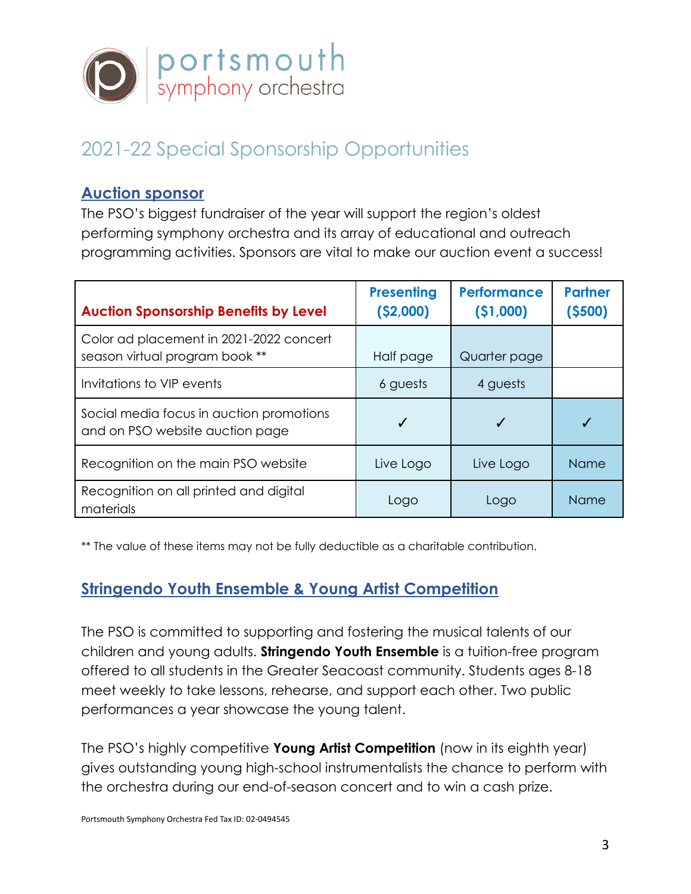portsmouth symphony orchestra

# 2021-22 Special Sponsorship Opportunities

## Auction sponsor

The PSO's biggest fundraiser of the year will support the region's oldest performing symphony orchestra and its array of educational and outreach programming activities. Sponsors are vital to make our auction event a success!

| Auction Sponsorship Benefits by Level | Presenting ($2,000) | Performance ($1,000) | Partner ($500) |
|---|---|---|---|
| Color ad placement in 2021-2022 concert season virtual program book ** | Half page | Quarter page | |
| Invitations to VIP events | 6 guests | 4 guests | |
| Social media focus in auction promotions and on PSO website auction page | ✓ | ✓ | ✓ |
| Recognition on the main PSO website | Live Logo | Live Logo | Name |
| Recognition on all printed and digital materials | Logo | Logo | Name |

** The value of these items may not be fully deductible as a charitable contribution.

## Stringendo Youth Ensemble & Young Artist Competition

The PSO is committed to supporting and fostering the musical talents of our children and young adults. **Stringendo Youth Ensemble** is a tuition-free program offered to all students in the Greater Seacoast community. Students ages 8-18 meet weekly to take lessons, rehearse, and support each other. Two public performances a year showcase the young talent.

The PSO's highly competitive **Young Artist Competition** (now in its eighth year) gives outstanding young high-school instrumentalists the chance to perform with the orchestra during our end-of-season concert and to win a cash prize.

Portsmouth Symphony Orchestra Fed Tax ID: 02-0494545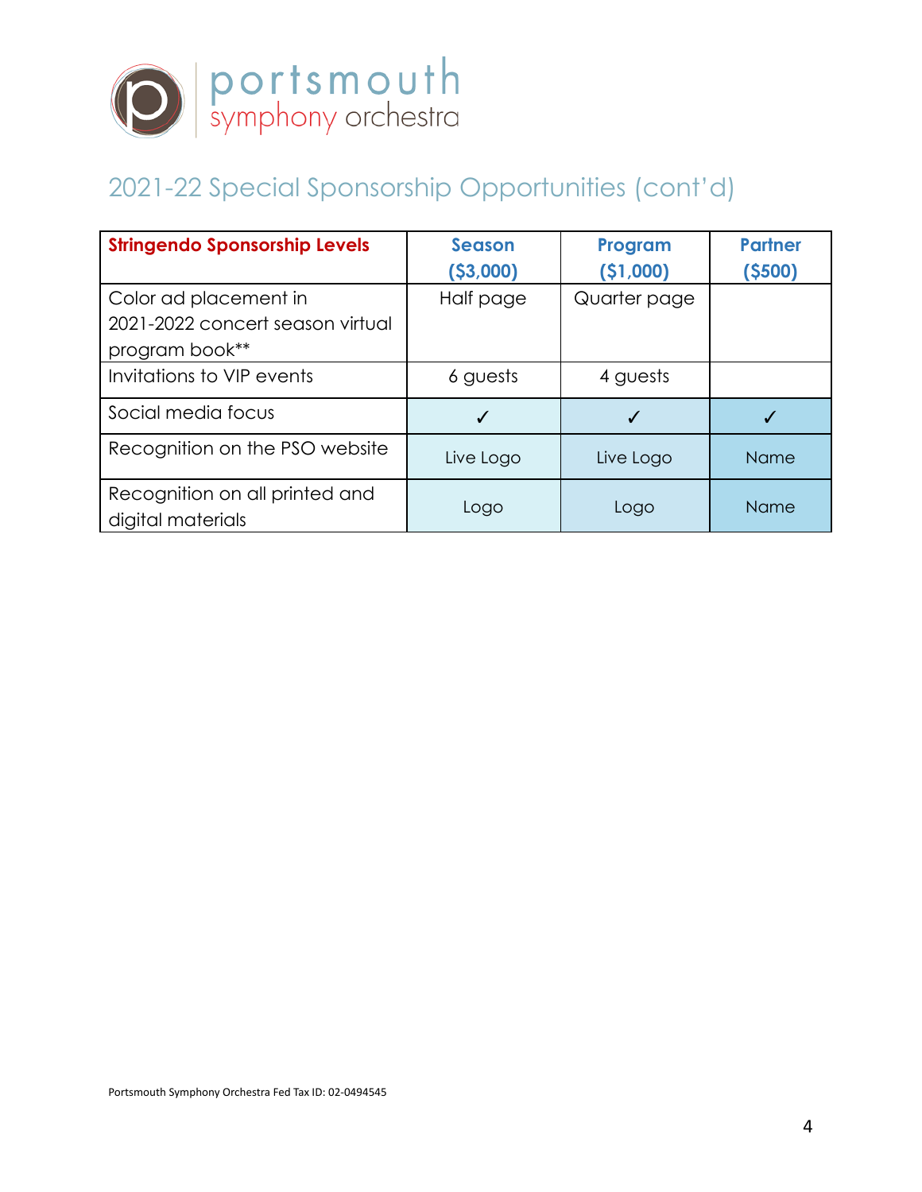# portsmouth symphony orchestra

## 2021-22 Special Sponsorship Opportunities (cont'd)

| **Stringendo Sponsorship Levels** | **Season ($3,000)** | **Program ($1,000)** | **Partner ($500)** |
|---|---|---|---|
| Color ad placement in 2021-2022 concert season virtual program book** | Half page | Quarter page | |
| Invitations to VIP events | 6 guests | 4 guests | |
| Social media focus | ✓ | ✓ | ✓ |
| Recognition on the PSO website | Live Logo | Live Logo | Name |
| Recognition on all printed and digital materials | Logo | Logo | Name |

Portsmouth Symphony Orchestra Fed Tax ID: 02-0494545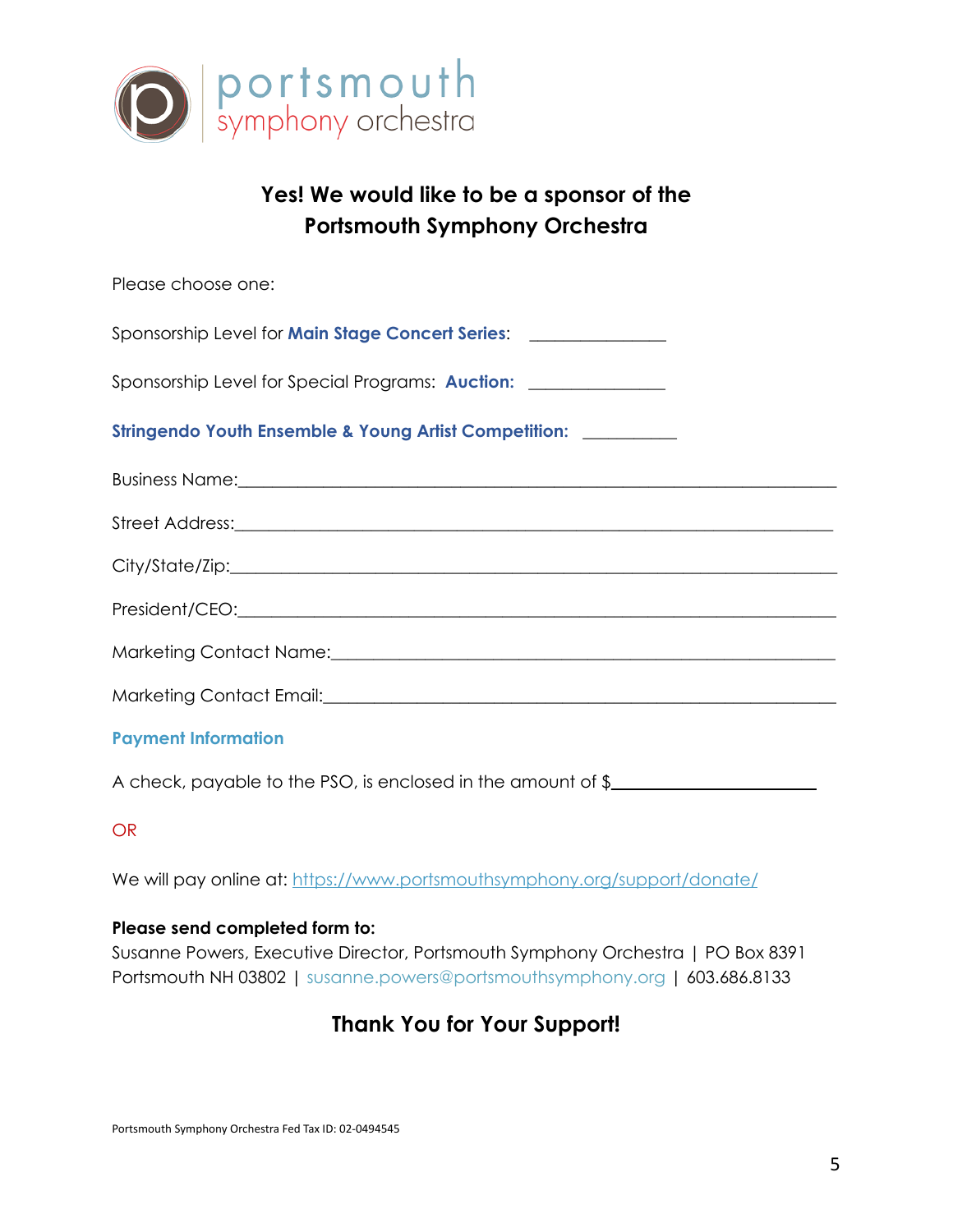portsmouth symphony orchestra

## Yes! We would like to be a sponsor of the Portsmouth Symphony Orchestra

Please choose one:

Sponsorship Level for **Main Stage Concert Series**: _______________

Sponsorship Level for Special Programs: **Auction:** _______________

**Stringendo Youth Ensemble & Young Artist Competition:** __________

Business Name:_______________________________________________

Street Address:_______________________________________________

City/State/Zip:_______________________________________________

President/CEO:_______________________________________________

Marketing Contact Name:_______________________________________

Marketing Contact Email:_______________________________________

**Payment Information**

A check, payable to the PSO, is enclosed in the amount of $_______________

OR

We will pay online at: https://www.portsmouthsymphony.org/support/donate/

**Please send completed form to:**
Susanne Powers, Executive Director, Portsmouth Symphony Orchestra | PO Box 8391
Portsmouth NH 03802 | susanne.powers@portsmouthsymphony.org | 603.686.8133

## Thank You for Your Support!

Portsmouth Symphony Orchestra Fed Tax ID: 02-0494545